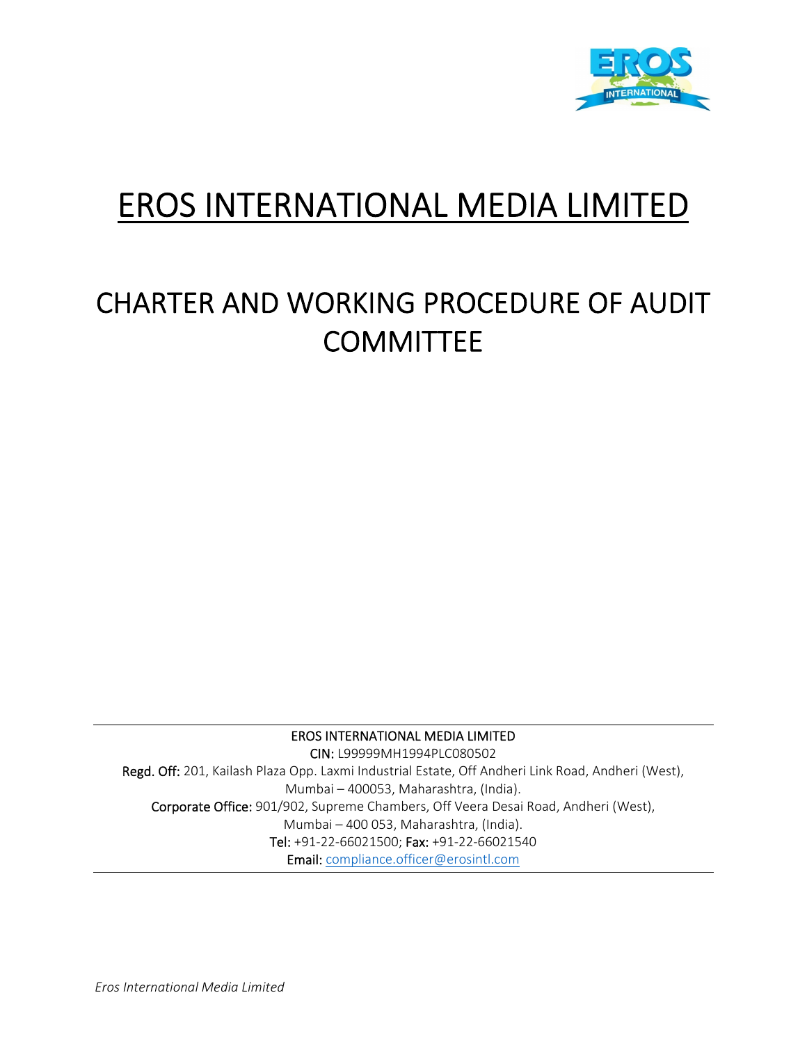# EROS INTERNATIONAL MEDIA LIMITED

# CHARTER AND WORKING PROCEDURE OF AUDIT COMMITTEE

---

EROS INTERNATIONAL MEDIA LIMITED

**CIN:** L99999MH1994PLC080502

**Regd. Off:** 201, Kailash Plaza Opp. Laxmi Industrial Estate, Off Andheri Link Road, Andheri (West), Mumbai – 400053, Maharashtra, (India).

**Corporate Office:** 901/902, Supreme Chambers, Off Veera Desai Road, Andheri (West), Mumbai – 400 053, Maharashtra, (India).

**Tel:** +91-22-66021500; **Fax:** +91-22-66021540

**Email:** compliance.officer@erosintl.com

---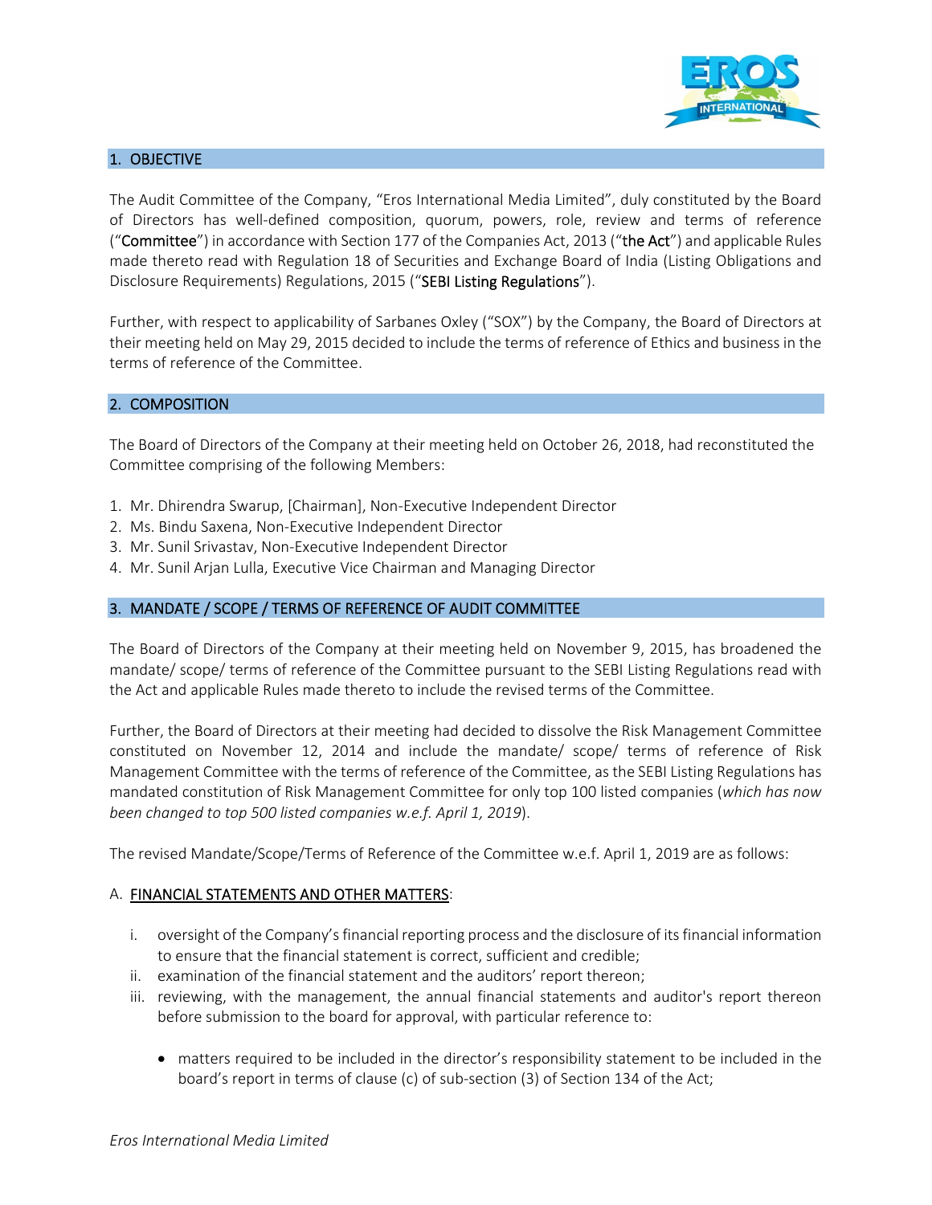## 1. OBJECTIVE

The Audit Committee of the Company, "Eros International Media Limited", duly constituted by the Board of Directors has well-defined composition, quorum, powers, role, review and terms of reference ("**Committee**") in accordance with Section 177 of the Companies Act, 2013 ("**the Act**") and applicable Rules made thereto read with Regulation 18 of Securities and Exchange Board of India (Listing Obligations and Disclosure Requirements) Regulations, 2015 ("**SEBI Listing Regulations**").

Further, with respect to applicability of Sarbanes Oxley ("SOX") by the Company, the Board of Directors at their meeting held on May 29, 2015 decided to include the terms of reference of Ethics and business in the terms of reference of the Committee.

## 2. COMPOSITION

The Board of Directors of the Company at their meeting held on October 26, 2018, had reconstituted the Committee comprising of the following Members:

1. Mr. Dhirendra Swarup, [Chairman], Non-Executive Independent Director
2. Ms. Bindu Saxena, Non-Executive Independent Director
3. Mr. Sunil Srivastav, Non-Executive Independent Director
4. Mr. Sunil Arjan Lulla, Executive Vice Chairman and Managing Director

## 3. MANDATE / SCOPE / TERMS OF REFERENCE OF AUDIT COMMITTEE

The Board of Directors of the Company at their meeting held on November 9, 2015, has broadened the mandate/ scope/ terms of reference of the Committee pursuant to the SEBI Listing Regulations read with the Act and applicable Rules made thereto to include the revised terms of the Committee.

Further, the Board of Directors at their meeting had decided to dissolve the Risk Management Committee constituted on November 12, 2014 and include the mandate/ scope/ terms of reference of Risk Management Committee with the terms of reference of the Committee, as the SEBI Listing Regulations has mandated constitution of Risk Management Committee for only top 100 listed companies (*which has now been changed to top 500 listed companies w.e.f. April 1, 2019*).

The revised Mandate/Scope/Terms of Reference of the Committee w.e.f. April 1, 2019 are as follows:

A. <u>FINANCIAL STATEMENTS AND OTHER MATTERS</u>:

i. oversight of the Company's financial reporting process and the disclosure of its financial information to ensure that the financial statement is correct, sufficient and credible;
ii. examination of the financial statement and the auditors' report thereon;
iii. reviewing, with the management, the annual financial statements and auditor's report thereon before submission to the board for approval, with particular reference to:

   - matters required to be included in the director's responsibility statement to be included in the board's report in terms of clause (c) of sub-section (3) of Section 134 of the Act;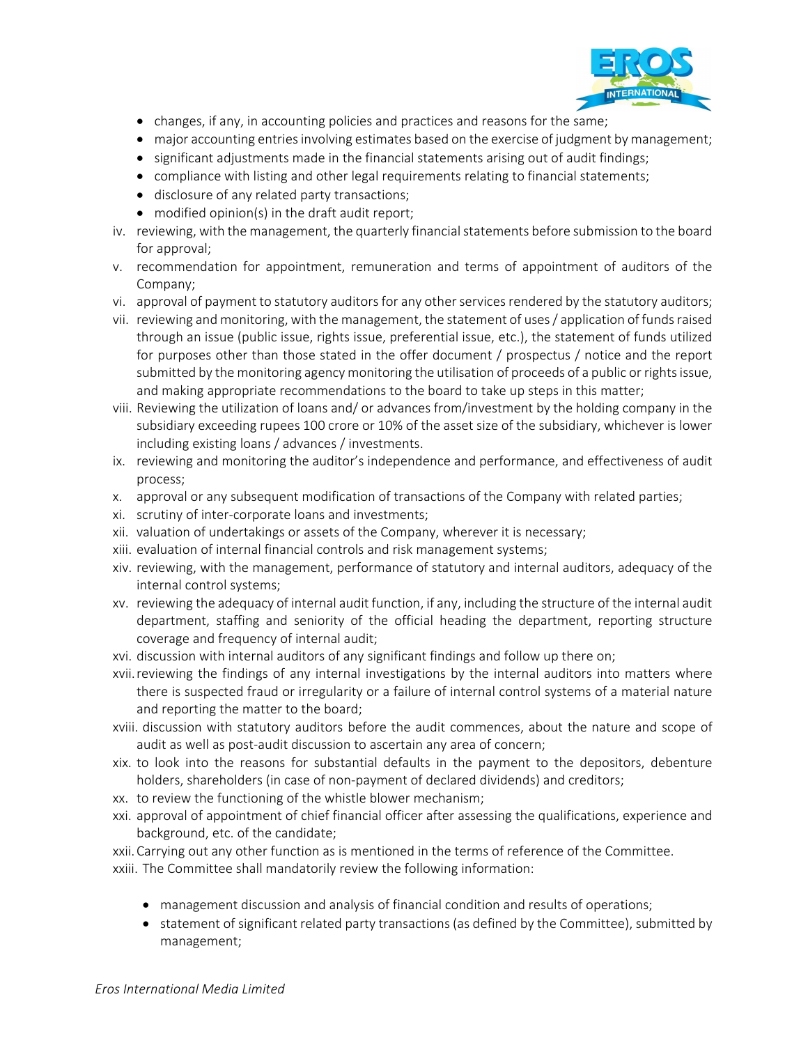- changes, if any, in accounting policies and practices and reasons for the same;
- major accounting entries involving estimates based on the exercise of judgment by management;
- significant adjustments made in the financial statements arising out of audit findings;
- compliance with listing and other legal requirements relating to financial statements;
- disclosure of any related party transactions;
- modified opinion(s) in the draft audit report;

iv. reviewing, with the management, the quarterly financial statements before submission to the board for approval;

v. recommendation for appointment, remuneration and terms of appointment of auditors of the Company;

vi. approval of payment to statutory auditors for any other services rendered by the statutory auditors;

vii. reviewing and monitoring, with the management, the statement of uses / application of funds raised through an issue (public issue, rights issue, preferential issue, etc.), the statement of funds utilized for purposes other than those stated in the offer document / prospectus / notice and the report submitted by the monitoring agency monitoring the utilisation of proceeds of a public or rights issue, and making appropriate recommendations to the board to take up steps in this matter;

viii. Reviewing the utilization of loans and/ or advances from/investment by the holding company in the subsidiary exceeding rupees 100 crore or 10% of the asset size of the subsidiary, whichever is lower including existing loans / advances / investments.

ix. reviewing and monitoring the auditor's independence and performance, and effectiveness of audit process;

x. approval or any subsequent modification of transactions of the Company with related parties;

xi. scrutiny of inter-corporate loans and investments;

xii. valuation of undertakings or assets of the Company, wherever it is necessary;

xiii. evaluation of internal financial controls and risk management systems;

xiv. reviewing, with the management, performance of statutory and internal auditors, adequacy of the internal control systems;

xv. reviewing the adequacy of internal audit function, if any, including the structure of the internal audit department, staffing and seniority of the official heading the department, reporting structure coverage and frequency of internal audit;

xvi. discussion with internal auditors of any significant findings and follow up there on;

xvii. reviewing the findings of any internal investigations by the internal auditors into matters where there is suspected fraud or irregularity or a failure of internal control systems of a material nature and reporting the matter to the board;

xviii. discussion with statutory auditors before the audit commences, about the nature and scope of audit as well as post-audit discussion to ascertain any area of concern;

xix. to look into the reasons for substantial defaults in the payment to the depositors, debenture holders, shareholders (in case of non-payment of declared dividends) and creditors;

xx. to review the functioning of the whistle blower mechanism;

xxi. approval of appointment of chief financial officer after assessing the qualifications, experience and background, etc. of the candidate;

xxii. Carrying out any other function as is mentioned in the terms of reference of the Committee.

xxiii. The Committee shall mandatorily review the following information:

- management discussion and analysis of financial condition and results of operations;
- statement of significant related party transactions (as defined by the Committee), submitted by management;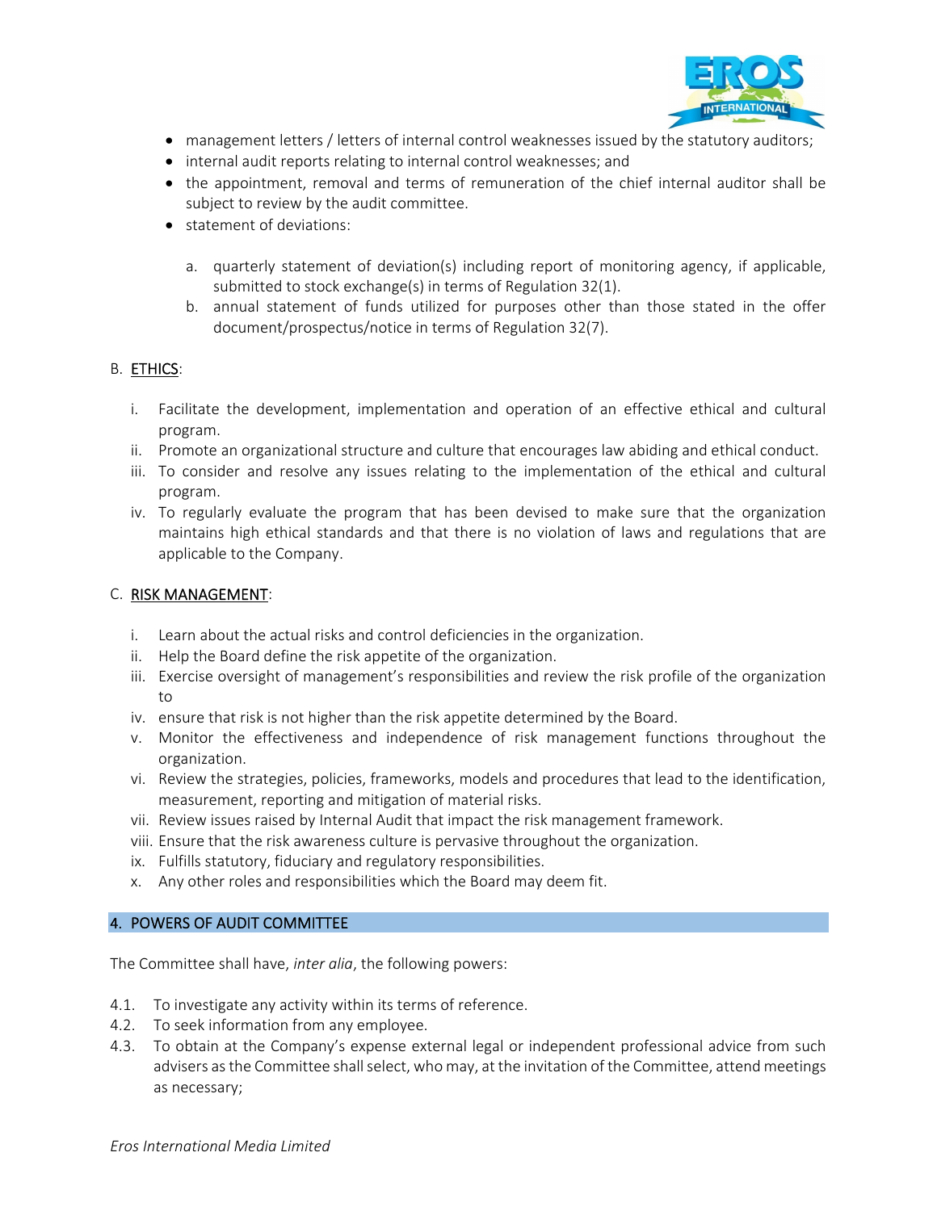- management letters / letters of internal control weaknesses issued by the statutory auditors;
- internal audit reports relating to internal control weaknesses; and
- the appointment, removal and terms of remuneration of the chief internal auditor shall be subject to review by the audit committee.
- statement of deviations:

  a. quarterly statement of deviation(s) including report of monitoring agency, if applicable, submitted to stock exchange(s) in terms of Regulation 32(1).
  b. annual statement of funds utilized for purposes other than those stated in the offer document/prospectus/notice in terms of Regulation 32(7).

B. <u>ETHICS</u>:

i. Facilitate the development, implementation and operation of an effective ethical and cultural program.
ii. Promote an organizational structure and culture that encourages law abiding and ethical conduct.
iii. To consider and resolve any issues relating to the implementation of the ethical and cultural program.
iv. To regularly evaluate the program that has been devised to make sure that the organization maintains high ethical standards and that there is no violation of laws and regulations that are applicable to the Company.

C. <u>RISK MANAGEMENT</u>:

i. Learn about the actual risks and control deficiencies in the organization.
ii. Help the Board define the risk appetite of the organization.
iii. Exercise oversight of management's responsibilities and review the risk profile of the organization to
iv. ensure that risk is not higher than the risk appetite determined by the Board.
v. Monitor the effectiveness and independence of risk management functions throughout the organization.
vi. Review the strategies, policies, frameworks, models and procedures that lead to the identification, measurement, reporting and mitigation of material risks.
vii. Review issues raised by Internal Audit that impact the risk management framework.
viii. Ensure that the risk awareness culture is pervasive throughout the organization.
ix. Fulfills statutory, fiduciary and regulatory responsibilities.
x. Any other roles and responsibilities which the Board may deem fit.

## 4. POWERS OF AUDIT COMMITTEE

The Committee shall have, *inter alia*, the following powers:

4.1. To investigate any activity within its terms of reference.
4.2. To seek information from any employee.
4.3. To obtain at the Company's expense external legal or independent professional advice from such advisers as the Committee shall select, who may, at the invitation of the Committee, attend meetings as necessary;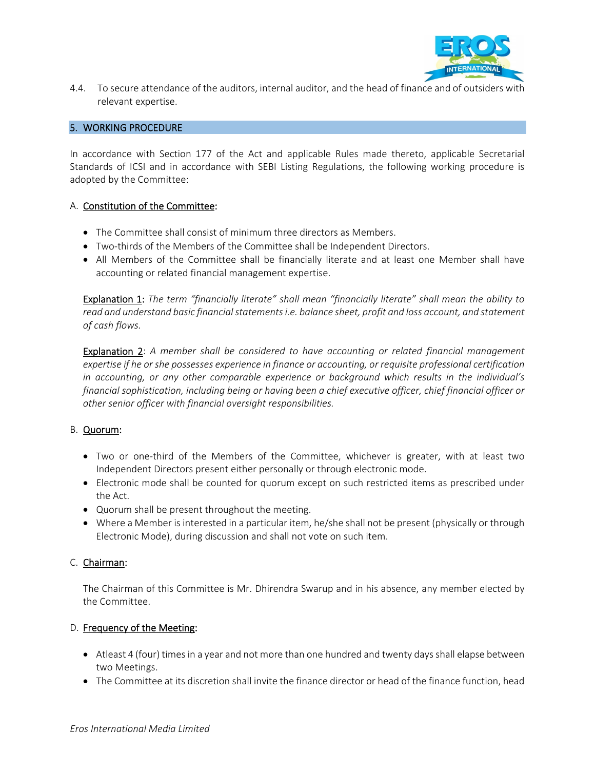4.4. To secure attendance of the auditors, internal auditor, and the head of finance and of outsiders with relevant expertise.

## 5. WORKING PROCEDURE

In accordance with Section 177 of the Act and applicable Rules made thereto, applicable Secretarial Standards of ICSI and in accordance with SEBI Listing Regulations, the following working procedure is adopted by the Committee:

### A. Constitution of the Committee:

- The Committee shall consist of minimum three directors as Members.
- Two-thirds of the Members of the Committee shall be Independent Directors.
- All Members of the Committee shall be financially literate and at least one Member shall have accounting or related financial management expertise.

Explanation 1: *The term "financially literate" shall mean "financially literate" shall mean the ability to read and understand basic financial statements i.e. balance sheet, profit and loss account, and statement of cash flows.*

Explanation 2: *A member shall be considered to have accounting or related financial management expertise if he or she possesses experience in finance or accounting, or requisite professional certification in accounting, or any other comparable experience or background which results in the individual's financial sophistication, including being or having been a chief executive officer, chief financial officer or other senior officer with financial oversight responsibilities.*

### B. Quorum:

- Two or one-third of the Members of the Committee, whichever is greater, with at least two Independent Directors present either personally or through electronic mode.
- Electronic mode shall be counted for quorum except on such restricted items as prescribed under the Act.
- Quorum shall be present throughout the meeting.
- Where a Member is interested in a particular item, he/she shall not be present (physically or through Electronic Mode), during discussion and shall not vote on such item.

### C. Chairman:

The Chairman of this Committee is Mr. Dhirendra Swarup and in his absence, any member elected by the Committee.

### D. Frequency of the Meeting:

- Atleast 4 (four) times in a year and not more than one hundred and twenty days shall elapse between two Meetings.
- The Committee at its discretion shall invite the finance director or head of the finance function, head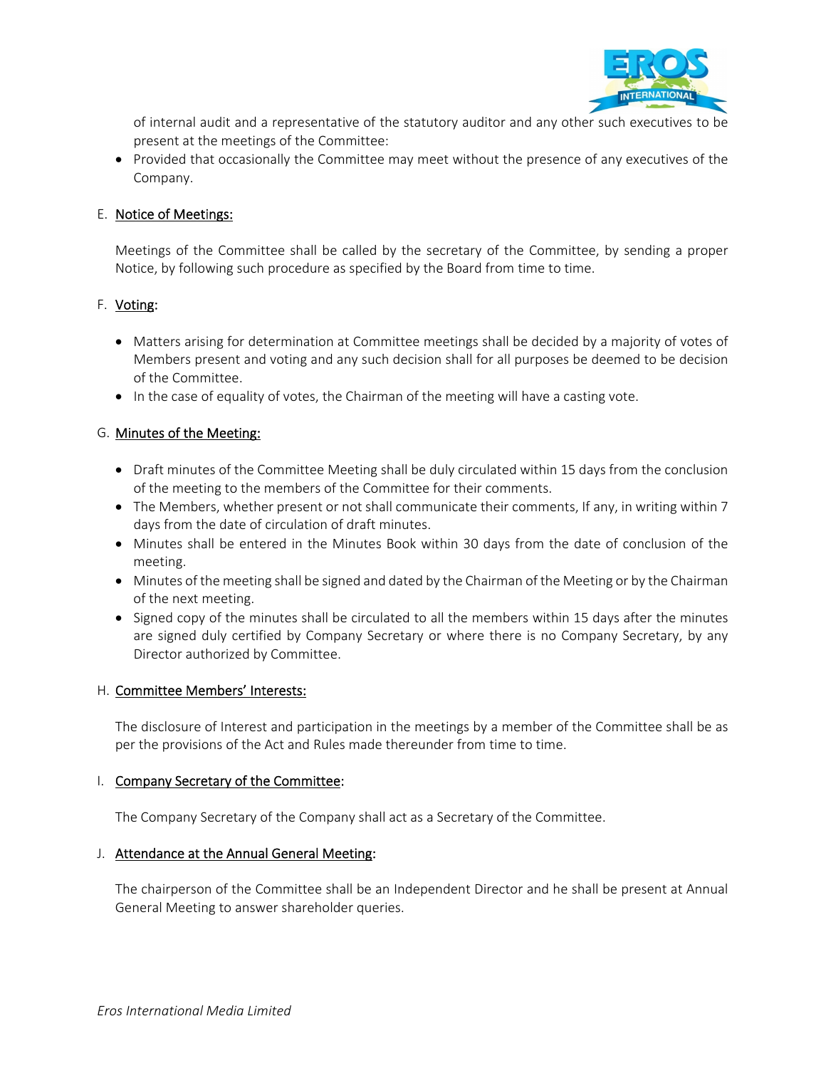of internal audit and a representative of the statutory auditor and any other such executives to be present at the meetings of the Committee:

- Provided that occasionally the Committee may meet without the presence of any executives of the Company.

E. **Notice of Meetings:**

Meetings of the Committee shall be called by the secretary of the Committee, by sending a proper Notice, by following such procedure as specified by the Board from time to time.

F. **Voting:**

- Matters arising for determination at Committee meetings shall be decided by a majority of votes of Members present and voting and any such decision shall for all purposes be deemed to be decision of the Committee.
- In the case of equality of votes, the Chairman of the meeting will have a casting vote.

G. **Minutes of the Meeting:**

- Draft minutes of the Committee Meeting shall be duly circulated within 15 days from the conclusion of the meeting to the members of the Committee for their comments.
- The Members, whether present or not shall communicate their comments, If any, in writing within 7 days from the date of circulation of draft minutes.
- Minutes shall be entered in the Minutes Book within 30 days from the date of conclusion of the meeting.
- Minutes of the meeting shall be signed and dated by the Chairman of the Meeting or by the Chairman of the next meeting.
- Signed copy of the minutes shall be circulated to all the members within 15 days after the minutes are signed duly certified by Company Secretary or where there is no Company Secretary, by any Director authorized by Committee.

H. **Committee Members' Interests:**

The disclosure of Interest and participation in the meetings by a member of the Committee shall be as per the provisions of the Act and Rules made thereunder from time to time.

I. **Company Secretary of the Committee:**

The Company Secretary of the Company shall act as a Secretary of the Committee.

J. **Attendance at the Annual General Meeting:**

The chairperson of the Committee shall be an Independent Director and he shall be present at Annual General Meeting to answer shareholder queries.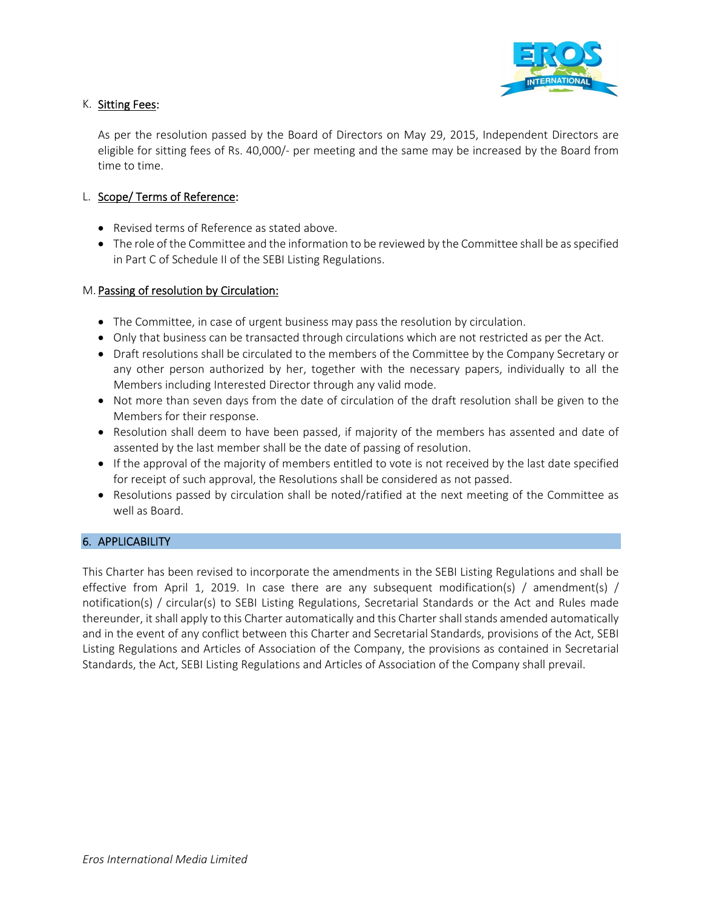K. Sitting Fees:

As per the resolution passed by the Board of Directors on May 29, 2015, Independent Directors are eligible for sitting fees of Rs. 40,000/- per meeting and the same may be increased by the Board from time to time.

L. Scope/ Terms of Reference:

- Revised terms of Reference as stated above.
- The role of the Committee and the information to be reviewed by the Committee shall be as specified in Part C of Schedule II of the SEBI Listing Regulations.

M. Passing of resolution by Circulation:

- The Committee, in case of urgent business may pass the resolution by circulation.
- Only that business can be transacted through circulations which are not restricted as per the Act.
- Draft resolutions shall be circulated to the members of the Committee by the Company Secretary or any other person authorized by her, together with the necessary papers, individually to all the Members including Interested Director through any valid mode.
- Not more than seven days from the date of circulation of the draft resolution shall be given to the Members for their response.
- Resolution shall deem to have been passed, if majority of the members has assented and date of assented by the last member shall be the date of passing of resolution.
- If the approval of the majority of members entitled to vote is not received by the last date specified for receipt of such approval, the Resolutions shall be considered as not passed.
- Resolutions passed by circulation shall be noted/ratified at the next meeting of the Committee as well as Board.

## 6. APPLICABILITY

This Charter has been revised to incorporate the amendments in the SEBI Listing Regulations and shall be effective from April 1, 2019. In case there are any subsequent modification(s) / amendment(s) / notification(s) / circular(s) to SEBI Listing Regulations, Secretarial Standards or the Act and Rules made thereunder, it shall apply to this Charter automatically and this Charter shall stands amended automatically and in the event of any conflict between this Charter and Secretarial Standards, provisions of the Act, SEBI Listing Regulations and Articles of Association of the Company, the provisions as contained in Secretarial Standards, the Act, SEBI Listing Regulations and Articles of Association of the Company shall prevail.